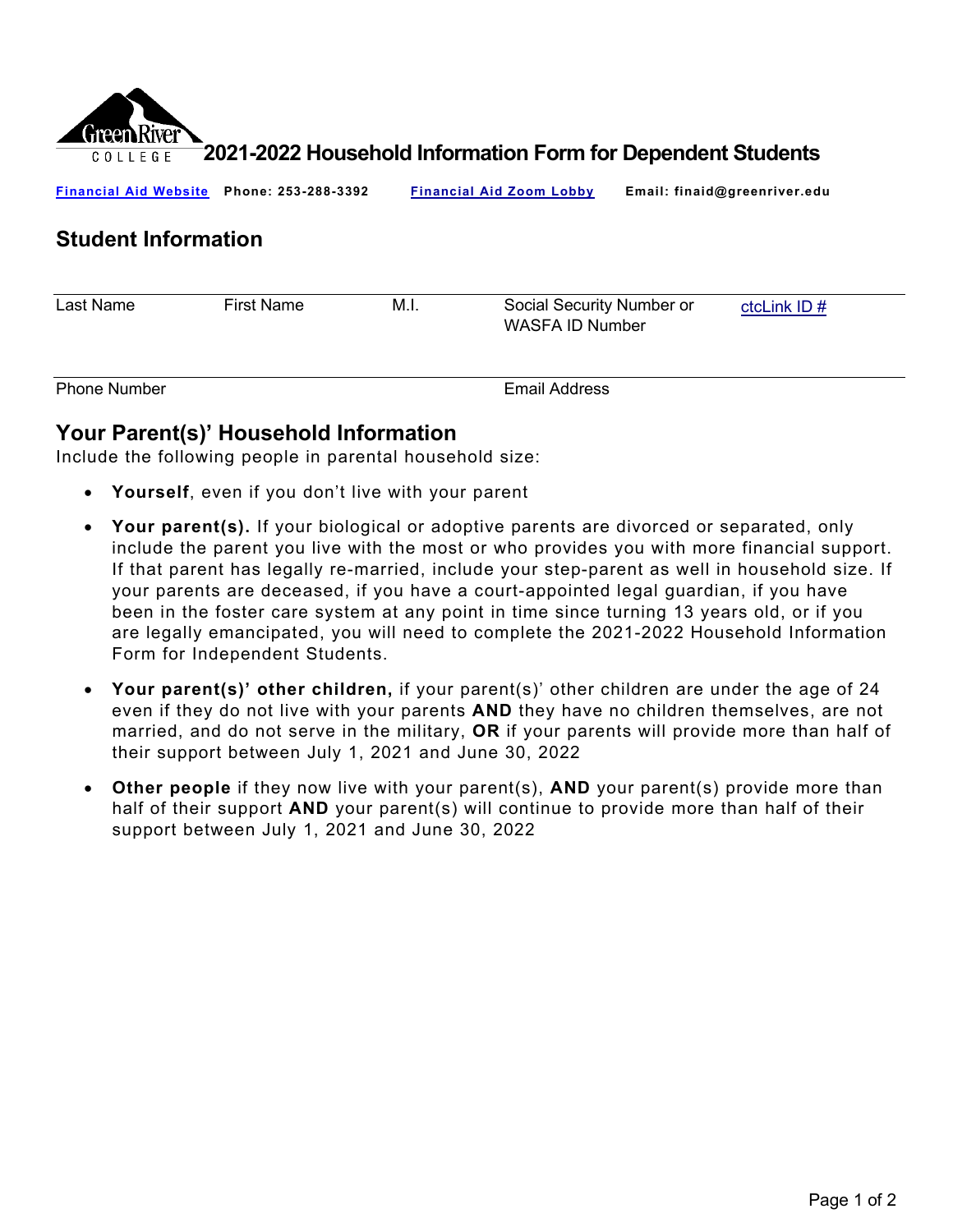# 2021-2022 Household Information Form for Dependent Students

**Financial Aid Website** **Phone: 253-288-3392** **Financial Aid Zoom Lobby** **Email: finaid@greenriver.edu**

## Student Information

| Last Name | First Name | M.I. | Social Security Number or WASFA ID Number | ctcLink ID # |
|---|---|---|---|---|
| | | | | |

| Phone Number | Email Address |
|---|---|
| | |

## Your Parent(s)' Household Information

Include the following people in parental household size:

- **Yourself**, even if you don't live with your parent
- **Your parent(s).** If your biological or adoptive parents are divorced or separated, only include the parent you live with the most or who provides you with more financial support. If that parent has legally re-married, include your step-parent as well in household size. If your parents are deceased, if you have a court-appointed legal guardian, if you have been in the foster care system at any point in time since turning 13 years old, or if you are legally emancipated, you will need to complete the 2021-2022 Household Information Form for Independent Students.
- **Your parent(s)' other children,** if your parent(s)' other children are under the age of 24 even if they do not live with your parents **AND** they have no children themselves, are not married, and do not serve in the military, **OR** if your parents will provide more than half of their support between July 1, 2021 and June 30, 2022
- **Other people** if they now live with your parent(s), **AND** your parent(s) provide more than half of their support **AND** your parent(s) will continue to provide more than half of their support between July 1, 2021 and June 30, 2022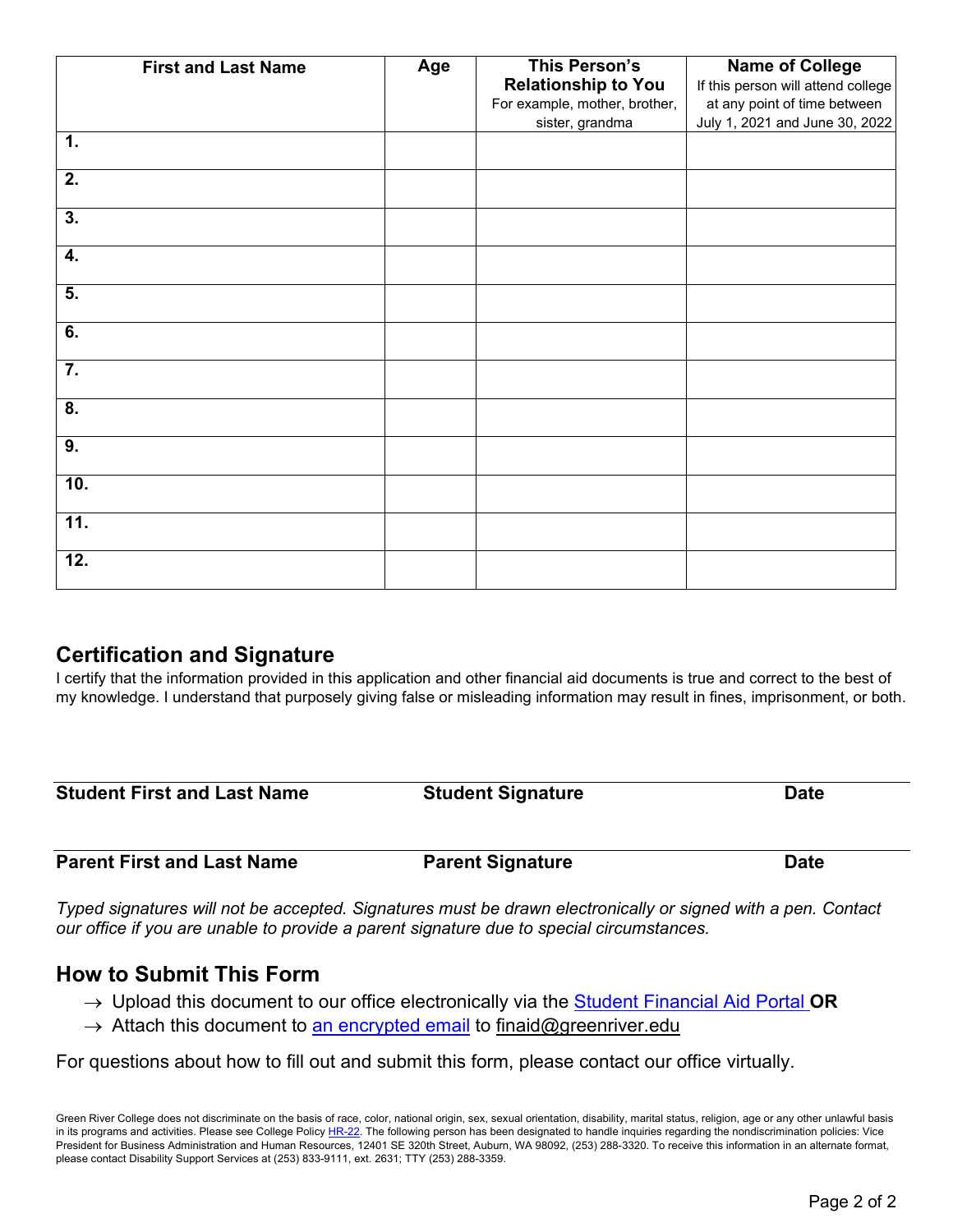| First and Last Name | Age | This Person's Relationship to You<br>For example, mother, brother, sister, grandma | Name of College<br>If this person will attend college at any point of time between July 1, 2021 and June 30, 2022 |
|---|---|---|---|
| 1. | | | |
| 2. | | | |
| 3. | | | |
| 4. | | | |
| 5. | | | |
| 6. | | | |
| 7. | | | |
| 8. | | | |
| 9. | | | |
| 10. | | | |
| 11. | | | |
| 12. | | | |

## Certification and Signature

I certify that the information provided in this application and other financial aid documents is true and correct to the best of my knowledge. I understand that purposely giving false or misleading information may result in fines, imprisonment, or both.

**Student First and Last Name** | **Student Signature** | **Date**

**Parent First and Last Name** | **Parent Signature** | **Date**

*Typed signatures will not be accepted. Signatures must be drawn electronically or signed with a pen. Contact our office if you are unable to provide a parent signature due to special circumstances.*

## How to Submit This Form

→ Upload this document to our office electronically via the Student Financial Aid Portal **OR**

→ Attach this document to an encrypted email to finaid@greenriver.edu

For questions about how to fill out and submit this form, please contact our office virtually.

Green River College does not discriminate on the basis of race, color, national origin, sex, sexual orientation, disability, marital status, religion, age or any other unlawful basis in its programs and activities. Please see College Policy HR-22. The following person has been designated to handle inquiries regarding the nondiscrimination policies: Vice President for Business Administration and Human Resources, 12401 SE 320th Street, Auburn, WA 98092, (253) 288-3320. To receive this information in an alternate format, please contact Disability Support Services at (253) 833-9111, ext. 2631; TTY (253) 288-3359.